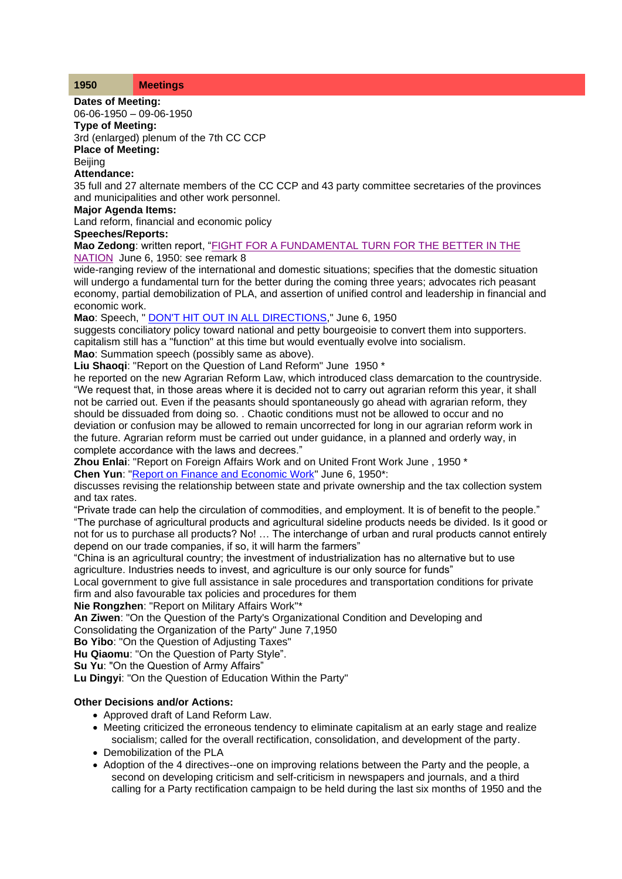| 1950 | Meetings |
|---|---|

**Dates of Meeting:**
06-06-1950 – 09-06-1950
**Type of Meeting:**
3rd (enlarged) plenum of the 7th CC CCP
**Place of Meeting:**
Beijing
**Attendance:**
35 full and 27 alternate members of the CC CCP and 43 party committee secretaries of the provinces and municipalities and other work personnel.
**Major Agenda Items:**
Land reform, financial and economic policy
**Speeches/Reports:**
**Mao Zedong**: written report, "FIGHT FOR A FUNDAMENTAL TURN FOR THE BETTER IN THE NATION  June 6, 1950: see remark 8
wide-ranging review of the international and domestic situations; specifies that the domestic situation will undergo a fundamental turn for the better during the coming three years; advocates rich peasant economy, partial demobilization of PLA, and assertion of unified control and leadership in financial and economic work.
**Mao**: Speech, " DON'T HIT OUT IN ALL DIRECTIONS," June 6, 1950
suggests conciliatory policy toward national and petty bourgeoisie to convert them into supporters. capitalism still has a "function" at this time but would eventually evolve into socialism.
**Mao**: Summation speech (possibly same as above).
**Liu Shaoqi**: "Report on the Question of Land Reform" June  1950 *
he reported on the new Agrarian Reform Law, which introduced class demarcation to the countryside. "We request that, in those areas where it is decided not to carry out agrarian reform this year, it shall not be carried out. Even if the peasants should spontaneously go ahead with agrarian reform, they should be dissuaded from doing so. . Chaotic conditions must not be allowed to occur and no deviation or confusion may be allowed to remain uncorrected for long in our agrarian reform work in the future. Agrarian reform must be carried out under guidance, in a planned and orderly way, in complete accordance with the laws and decrees."
**Zhou Enlai**: "Report on Foreign Affairs Work and on United Front Work June , 1950 *
**Chen Yun**: "Report on Finance and Economic Work" June 6, 1950*:
discusses revising the relationship between state and private ownership and the tax collection system and tax rates.
"Private trade can help the circulation of commodities, and employment. It is of benefit to the people."
"The purchase of agricultural products and agricultural sideline products needs be divided. Is it good or not for us to purchase all products? No! … The interchange of urban and rural products cannot entirely depend on our trade companies, if so, it will harm the farmers"
"China is an agricultural country; the investment of industrialization has no alternative but to use agriculture. Industries needs to invest, and agriculture is our only source for funds"
Local government to give full assistance in sale procedures and transportation conditions for private firm and also favourable tax policies and procedures for them
**Nie Rongzhen**: "Report on Military Affairs Work"*
**An Ziwen**: "On the Question of the Party's Organizational Condition and Developing and Consolidating the Organization of the Party" June 7,1950
**Bo Yibo**: "On the Question of Adjusting Taxes"
**Hu Qiaomu**: "On the Question of Party Style".
**Su Yu**: "On the Question of Army Affairs"
**Lu Dingyi**: "On the Question of Education Within the Party"

**Other Decisions and/or Actions:**

- Approved draft of Land Reform Law.
- Meeting criticized the erroneous tendency to eliminate capitalism at an early stage and realize socialism; called for the overall rectification, consolidation, and development of the party.
- Demobilization of the PLA
- Adoption of the 4 directives--one on improving relations between the Party and the people, a second on developing criticism and self-criticism in newspapers and journals, and a third calling for a Party rectification campaign to be held during the last six months of 1950 and the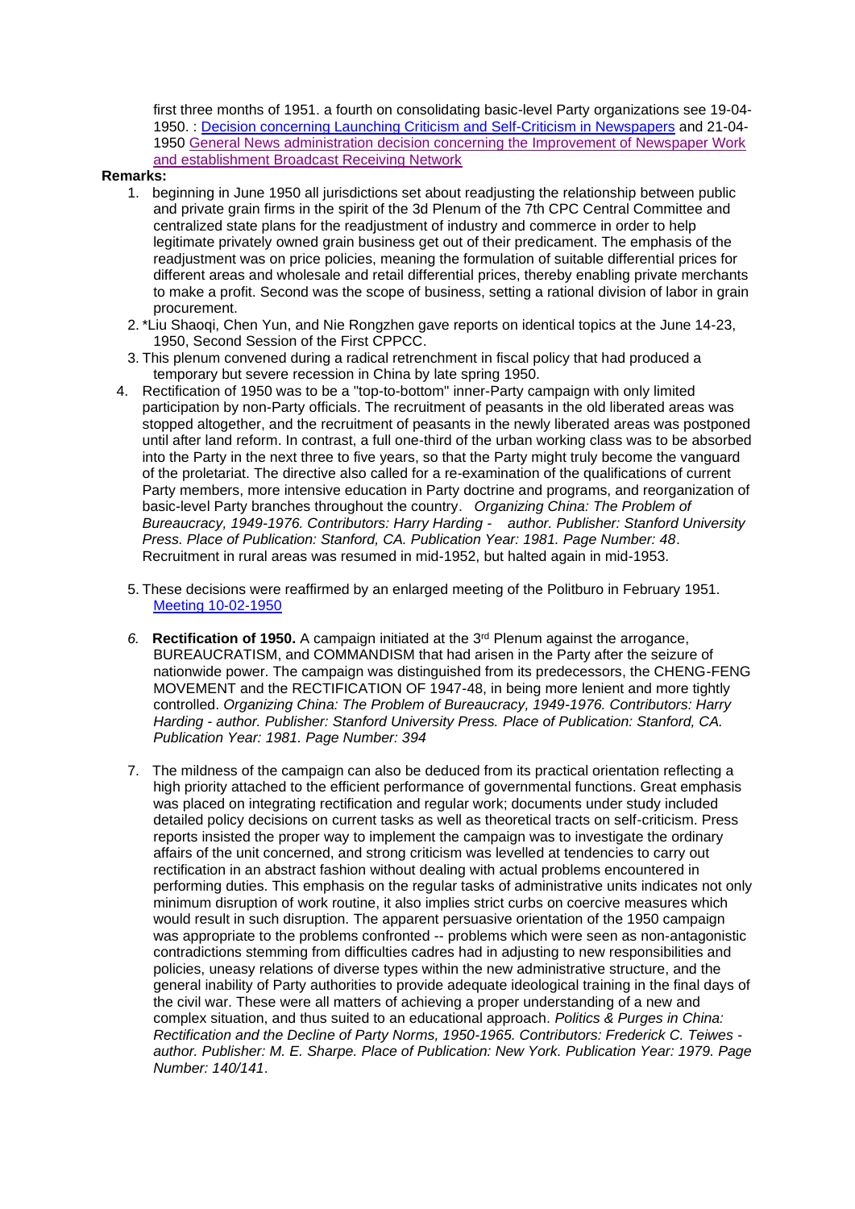first three months of 1951. a fourth on consolidating basic-level Party organizations see 19-04-1950. : Decision concerning Launching Criticism and Self-Criticism in Newspapers and 21-04-1950 General News administration decision concerning the Improvement of Newspaper Work and establishment Broadcast Receiving Network

**Remarks:**

1. beginning in June 1950 all jurisdictions set about readjusting the relationship between public and private grain firms in the spirit of the 3d Plenum of the 7th CPC Central Committee and centralized state plans for the readjustment of industry and commerce in order to help legitimate privately owned grain business get out of their predicament. The emphasis of the readjustment was on price policies, meaning the formulation of suitable differential prices for different areas and wholesale and retail differential prices, thereby enabling private merchants to make a profit. Second was the scope of business, setting a rational division of labor in grain procurement.
2. *Liu Shaoqi, Chen Yun, and Nie Rongzhen gave reports on identical topics at the June 14-23, 1950, Second Session of the First CPPCC.
3. This plenum convened during a radical retrenchment in fiscal policy that had produced a temporary but severe recession in China by late spring 1950.
4. Rectification of 1950 was to be a "top-to-bottom" inner-Party campaign with only limited participation by non-Party officials. The recruitment of peasants in the old liberated areas was stopped altogether, and the recruitment of peasants in the newly liberated areas was postponed until after land reform. In contrast, a full one-third of the urban working class was to be absorbed into the Party in the next three to five years, so that the Party might truly become the vanguard of the proletariat. The directive also called for a re-examination of the qualifications of current Party members, more intensive education in Party doctrine and programs, and reorganization of basic-level Party branches throughout the country. *Organizing China: The Problem of Bureaucracy, 1949-1976. Contributors: Harry Harding - author. Publisher: Stanford University Press. Place of Publication: Stanford, CA. Publication Year: 1981. Page Number: 48*. Recruitment in rural areas was resumed in mid-1952, but halted again in mid-1953.
5. These decisions were reaffirmed by an enlarged meeting of the Politburo in February 1951. Meeting 10-02-1950
6. **Rectification of 1950.** A campaign initiated at the 3rd Plenum against the arrogance, BUREAUCRATISM, and COMMANDISM that had arisen in the Party after the seizure of nationwide power. The campaign was distinguished from its predecessors, the CHENG-FENG MOVEMENT and the RECTIFICATION OF 1947-48, in being more lenient and more tightly controlled. *Organizing China: The Problem of Bureaucracy, 1949-1976. Contributors: Harry Harding - author. Publisher: Stanford University Press. Place of Publication: Stanford, CA. Publication Year: 1981. Page Number: 394*
7. The mildness of the campaign can also be deduced from its practical orientation reflecting a high priority attached to the efficient performance of governmental functions. Great emphasis was placed on integrating rectification and regular work; documents under study included detailed policy decisions on current tasks as well as theoretical tracts on self-criticism. Press reports insisted the proper way to implement the campaign was to investigate the ordinary affairs of the unit concerned, and strong criticism was levelled at tendencies to carry out rectification in an abstract fashion without dealing with actual problems encountered in performing duties. This emphasis on the regular tasks of administrative units indicates not only minimum disruption of work routine, it also implies strict curbs on coercive measures which would result in such disruption. The apparent persuasive orientation of the 1950 campaign was appropriate to the problems confronted -- problems which were seen as non-antagonistic contradictions stemming from difficulties cadres had in adjusting to new responsibilities and policies, uneasy relations of diverse types within the new administrative structure, and the general inability of Party authorities to provide adequate ideological training in the final days of the civil war. These were all matters of achieving a proper understanding of a new and complex situation, and thus suited to an educational approach. *Politics & Purges in China: Rectification and the Decline of Party Norms, 1950-1965. Contributors: Frederick C. Teiwes - author. Publisher: M. E. Sharpe. Place of Publication: New York. Publication Year: 1979. Page Number: 140/141*.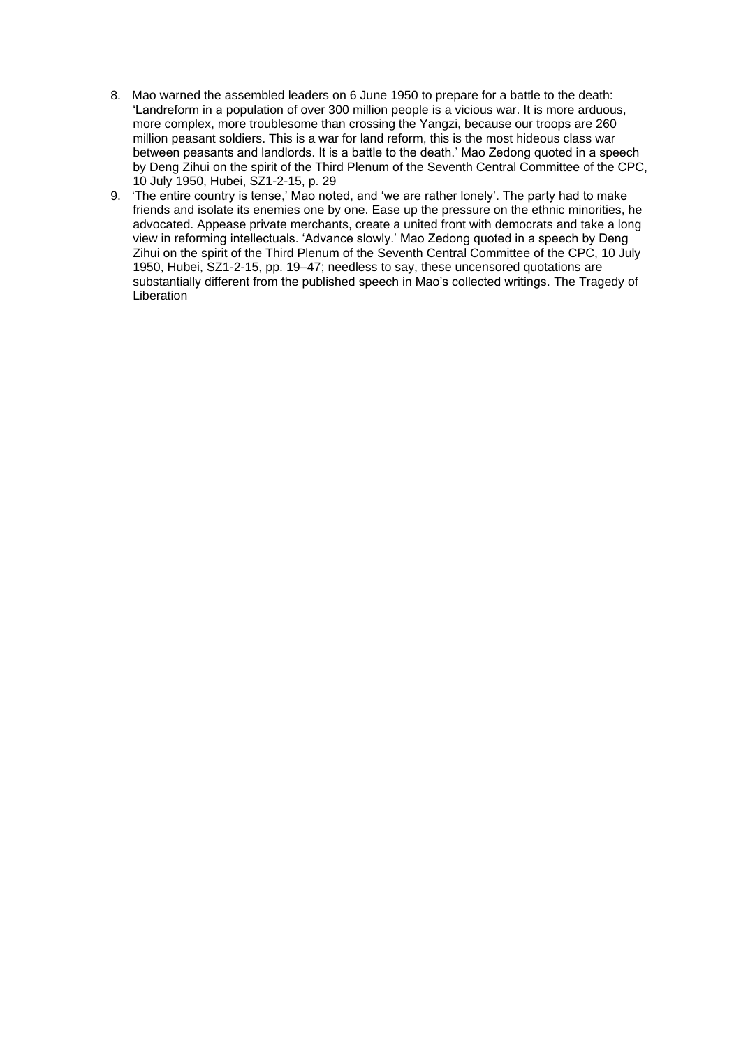8. Mao warned the assembled leaders on 6 June 1950 to prepare for a battle to the death: 'Landreform in a population of over 300 million people is a vicious war. It is more arduous, more complex, more troublesome than crossing the Yangzi, because our troops are 260 million peasant soldiers. This is a war for land reform, this is the most hideous class war between peasants and landlords. It is a battle to the death.' Mao Zedong quoted in a speech by Deng Zihui on the spirit of the Third Plenum of the Seventh Central Committee of the CPC, 10 July 1950, Hubei, SZ1-2-15, p. 29
9. 'The entire country is tense,' Mao noted, and 'we are rather lonely'. The party had to make friends and isolate its enemies one by one. Ease up the pressure on the ethnic minorities, he advocated. Appease private merchants, create a united front with democrats and take a long view in reforming intellectuals. 'Advance slowly.' Mao Zedong quoted in a speech by Deng Zihui on the spirit of the Third Plenum of the Seventh Central Committee of the CPC, 10 July 1950, Hubei, SZ1-2-15, pp. 19–47; needless to say, these uncensored quotations are substantially different from the published speech in Mao's collected writings. The Tragedy of Liberation